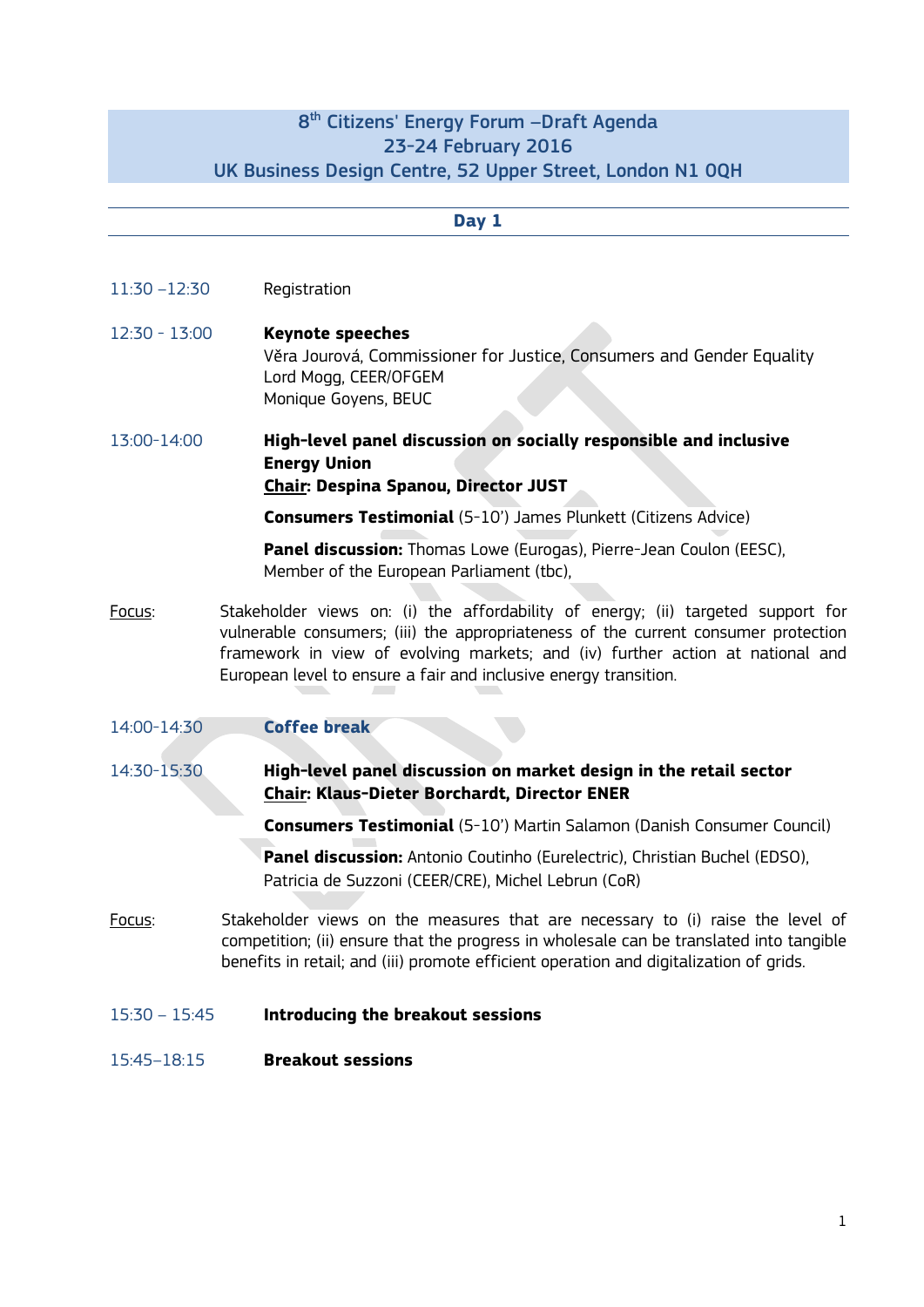# 8th Citizens' Energy Forum –Draft Agenda
## 23-24 February 2016
## UK Business Design Centre, 52 Upper Street, London N1 0QH

## Day 1

11:30 –12:30 Registration

12:30 - 13:00 **Keynote speeches**
Věra Jourová, Commissioner for Justice, Consumers and Gender Equality
Lord Mogg, CEER/OFGEM
Monique Goyens, BEUC

13:00-14:00 **High-level panel discussion on socially responsible and inclusive Energy Union**
**Chair: Despina Spanou, Director JUST**

**Consumers Testimonial** (5-10') James Plunkett (Citizens Advice)

**Panel discussion:** Thomas Lowe (Eurogas), Pierre-Jean Coulon (EESC), Member of the European Parliament (tbc),

Focus: Stakeholder views on: (i) the affordability of energy; (ii) targeted support for vulnerable consumers; (iii) the appropriateness of the current consumer protection framework in view of evolving markets; and (iv) further action at national and European level to ensure a fair and inclusive energy transition.

14:00-14:30 **Coffee break**

14:30-15:30 **High-level panel discussion on market design in the retail sector**
**Chair: Klaus-Dieter Borchardt, Director ENER**

**Consumers Testimonial** (5-10') Martin Salamon (Danish Consumer Council)

**Panel discussion:** Antonio Coutinho (Eurelectric), Christian Buchel (EDSO), Patricia de Suzzoni (CEER/CRE), Michel Lebrun (CoR)

Focus: Stakeholder views on the measures that are necessary to (i) raise the level of competition; (ii) ensure that the progress in wholesale can be translated into tangible benefits in retail; and (iii) promote efficient operation and digitalization of grids.

15:30 – 15:45 **Introducing the breakout sessions**

15:45–18:15 **Breakout sessions**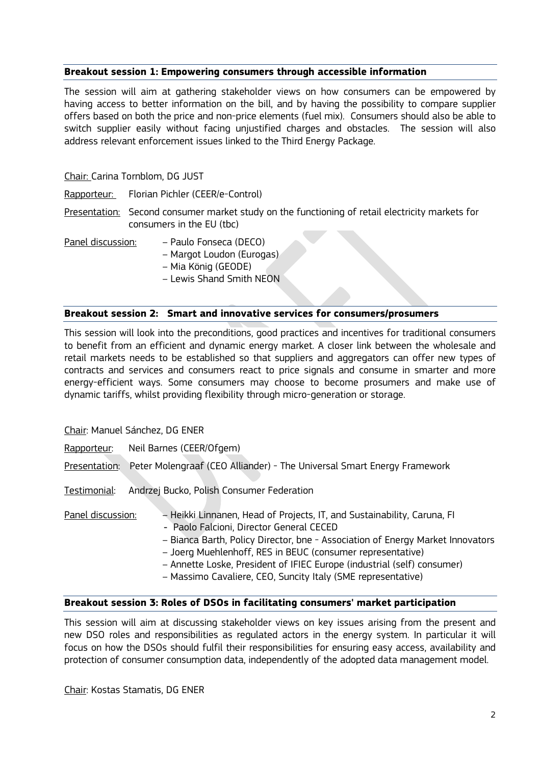**Breakout session 1: Empowering consumers through accessible information**

The session will aim at gathering stakeholder views on how consumers can be empowered by having access to better information on the bill, and by having the possibility to compare supplier offers based on both the price and non-price elements (fuel mix). Consumers should also be able to switch supplier easily without facing unjustified charges and obstacles. The session will also address relevant enforcement issues linked to the Third Energy Package.

Chair: Carina Tornblom, DG JUST

Rapporteur: Florian Pichler (CEER/e-Control)

Presentation: Second consumer market study on the functioning of retail electricity markets for consumers in the EU (tbc)

Panel discussion:
- Paulo Fonseca (DECO)
- Margot Loudon (Eurogas)
- Mia König (GEODE)
- Lewis Shand Smith NEON

**Breakout session 2: Smart and innovative services for consumers/prosumers**

This session will look into the preconditions, good practices and incentives for traditional consumers to benefit from an efficient and dynamic energy market. A closer link between the wholesale and retail markets needs to be established so that suppliers and aggregators can offer new types of contracts and services and consumers react to price signals and consume in smarter and more energy-efficient ways. Some consumers may choose to become prosumers and make use of dynamic tariffs, whilst providing flexibility through micro-generation or storage.

Chair: Manuel Sánchez, DG ENER

Rapporteur: Neil Barnes (CEER/Ofgem)

Presentation: Peter Molengraaf (CEO Alliander) - The Universal Smart Energy Framework

Testimonial: Andrzej Bucko, Polish Consumer Federation

Panel discussion:
- Heikki Linnanen, Head of Projects, IT, and Sustainability, Caruna, FI
- Paolo Falcioni, Director General CECED
- Bianca Barth, Policy Director, bne - Association of Energy Market Innovators
- Joerg Muehlenhoff, RES in BEUC (consumer representative)
- Annette Loske, President of IFIEC Europe (industrial (self) consumer)
- Massimo Cavaliere, CEO, Suncity Italy (SME representative)

**Breakout session 3: Roles of DSOs in facilitating consumers' market participation**

This session will aim at discussing stakeholder views on key issues arising from the present and new DSO roles and responsibilities as regulated actors in the energy system. In particular it will focus on how the DSOs should fulfil their responsibilities for ensuring easy access, availability and protection of consumer consumption data, independently of the adopted data management model.

Chair: Kostas Stamatis, DG ENER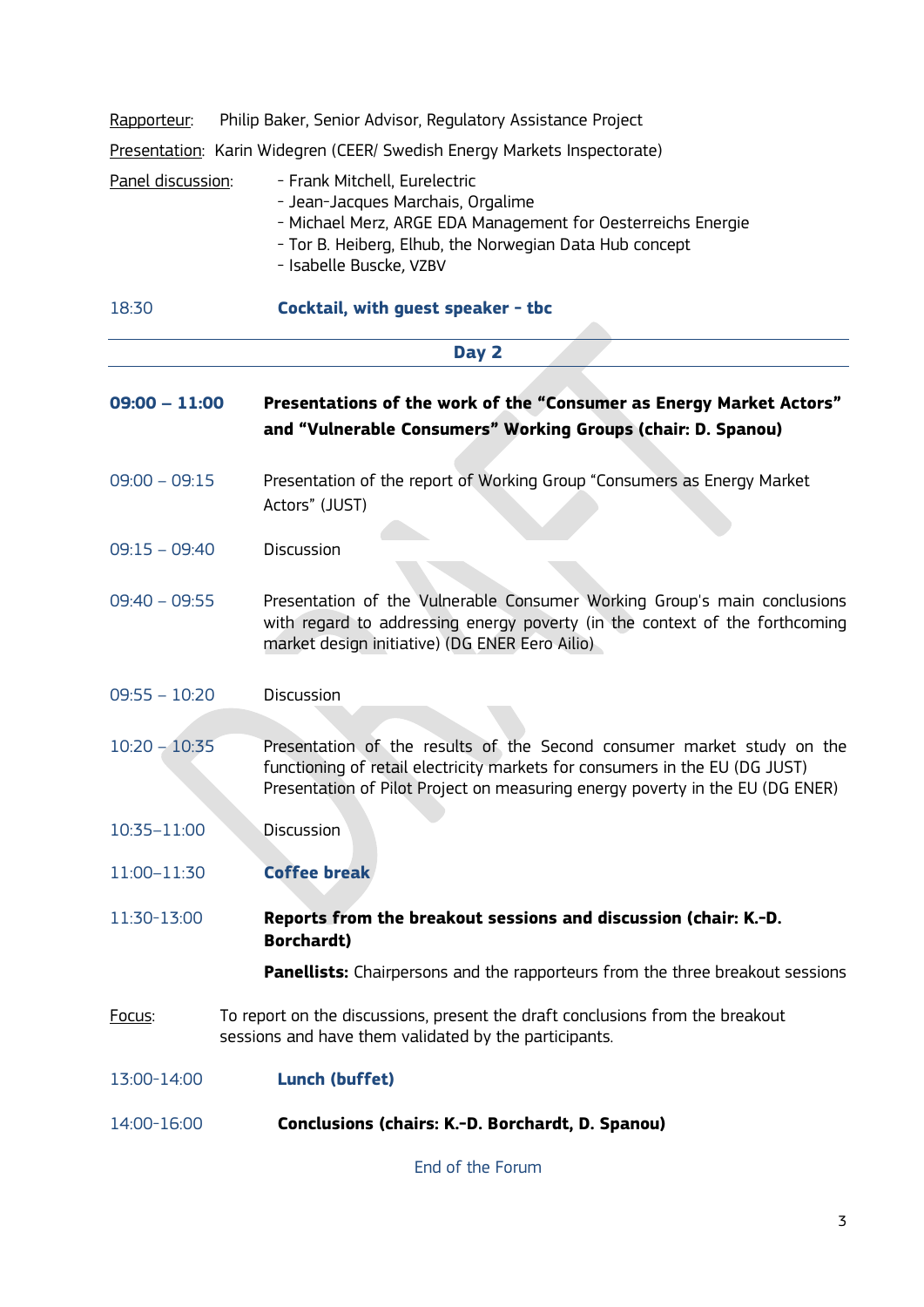Rapporteur: Philip Baker, Senior Advisor, Regulatory Assistance Project

Presentation: Karin Widegren (CEER/ Swedish Energy Markets Inspectorate)

Panel discussion:
- Frank Mitchell, Eurelectric
- Jean-Jacques Marchais, Orgalime
- Michael Merz, ARGE EDA Management for Oesterreichs Energie
- Tor B. Heiberg, Elhub, the Norwegian Data Hub concept
- Isabelle Buscke, VZBV

18:30 **Cocktail, with guest speaker - tbc**

## Day 2

**09:00 – 11:00** **Presentations of the work of the "Consumer as Energy Market Actors" and "Vulnerable Consumers" Working Groups (chair: D. Spanou)**

09:00 – 09:15 Presentation of the report of Working Group "Consumers as Energy Market Actors" (JUST)

09:15 – 09:40 Discussion

09:40 – 09:55 Presentation of the Vulnerable Consumer Working Group's main conclusions with regard to addressing energy poverty (in the context of the forthcoming market design initiative) (DG ENER Eero Ailio)

09:55 – 10:20 Discussion

10:20 – 10:35 Presentation of the results of the Second consumer market study on the functioning of retail electricity markets for consumers in the EU (DG JUST)
Presentation of Pilot Project on measuring energy poverty in the EU (DG ENER)

10:35–11:00 Discussion

11:00–11:30 **Coffee break**

11:30-13:00 **Reports from the breakout sessions and discussion (chair: K.-D. Borchardt)**

**Panellists:** Chairpersons and the rapporteurs from the three breakout sessions

Focus: To report on the discussions, present the draft conclusions from the breakout sessions and have them validated by the participants.

13:00-14:00 **Lunch (buffet)**

14:00-16:00 **Conclusions (chairs: K.-D. Borchardt, D. Spanou)**

End of the Forum